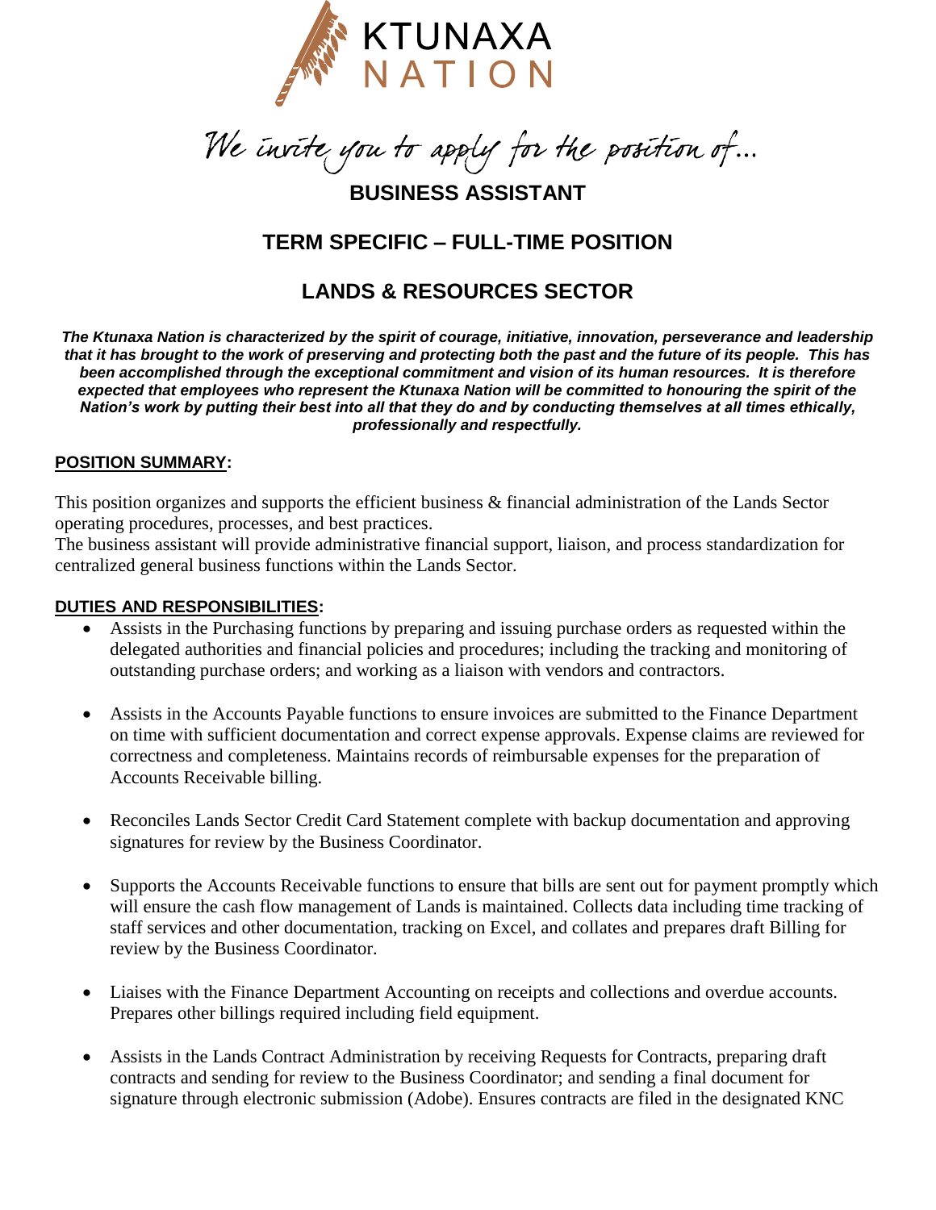KTUNAXA NATION

*We invite you to apply for the position of…*

# BUSINESS ASSISTANT

## TERM SPECIFIC – FULL-TIME POSITION

## LANDS & RESOURCES SECTOR

***The Ktunaxa Nation is characterized by the spirit of courage, initiative, innovation, perseverance and leadership that it has brought to the work of preserving and protecting both the past and the future of its people. This has been accomplished through the exceptional commitment and vision of its human resources. It is therefore expected that employees who represent the Ktunaxa Nation will be committed to honouring the spirit of the Nation's work by putting their best into all that they do and by conducting themselves at all times ethically, professionally and respectfully.***

**POSITION SUMMARY:**

This position organizes and supports the efficient business & financial administration of the Lands Sector operating procedures, processes, and best practices.
The business assistant will provide administrative financial support, liaison, and process standardization for centralized general business functions within the Lands Sector.

**DUTIES AND RESPONSIBILITIES:**

- Assists in the Purchasing functions by preparing and issuing purchase orders as requested within the delegated authorities and financial policies and procedures; including the tracking and monitoring of outstanding purchase orders; and working as a liaison with vendors and contractors.
- Assists in the Accounts Payable functions to ensure invoices are submitted to the Finance Department on time with sufficient documentation and correct expense approvals. Expense claims are reviewed for correctness and completeness. Maintains records of reimbursable expenses for the preparation of Accounts Receivable billing.
- Reconciles Lands Sector Credit Card Statement complete with backup documentation and approving signatures for review by the Business Coordinator.
- Supports the Accounts Receivable functions to ensure that bills are sent out for payment promptly which will ensure the cash flow management of Lands is maintained. Collects data including time tracking of staff services and other documentation, tracking on Excel, and collates and prepares draft Billing for review by the Business Coordinator.
- Liaises with the Finance Department Accounting on receipts and collections and overdue accounts. Prepares other billings required including field equipment.
- Assists in the Lands Contract Administration by receiving Requests for Contracts, preparing draft contracts and sending for review to the Business Coordinator; and sending a final document for signature through electronic submission (Adobe). Ensures contracts are filed in the designated KNC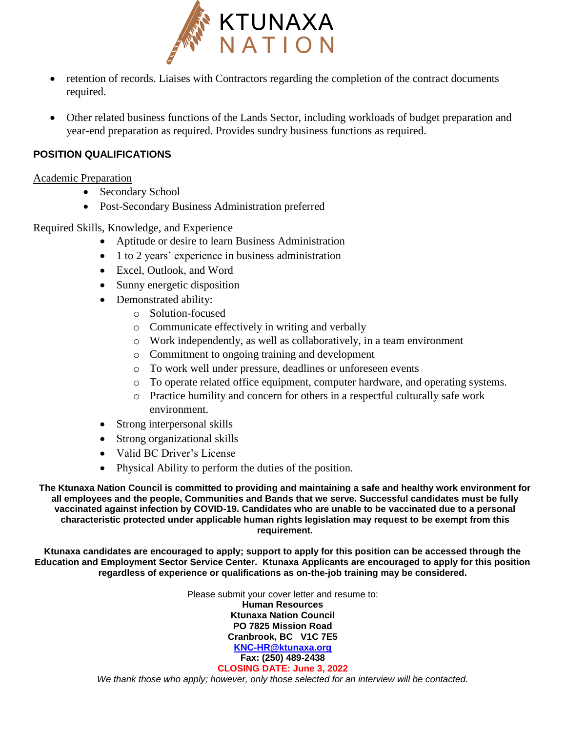- retention of records. Liaises with Contractors regarding the completion of the contract documents required.
- Other related business functions of the Lands Sector, including workloads of budget preparation and year-end preparation as required. Provides sundry business functions as required.

## POSITION QUALIFICATIONS

Academic Preparation

- Secondary School
- Post-Secondary Business Administration preferred

Required Skills, Knowledge, and Experience

- Aptitude or desire to learn Business Administration
- 1 to 2 years' experience in business administration
- Excel, Outlook, and Word
- Sunny energetic disposition
- Demonstrated ability:
  - Solution-focused
  - Communicate effectively in writing and verbally
  - Work independently, as well as collaboratively, in a team environment
  - Commitment to ongoing training and development
  - To work well under pressure, deadlines or unforeseen events
  - To operate related office equipment, computer hardware, and operating systems.
  - Practice humility and concern for others in a respectful culturally safe work environment.
- Strong interpersonal skills
- Strong organizational skills
- Valid BC Driver's License
- Physical Ability to perform the duties of the position.

**The Ktunaxa Nation Council is committed to providing and maintaining a safe and healthy work environment for all employees and the people, Communities and Bands that we serve. Successful candidates must be fully vaccinated against infection by COVID-19. Candidates who are unable to be vaccinated due to a personal characteristic protected under applicable human rights legislation may request to be exempt from this requirement.**

**Ktunaxa candidates are encouraged to apply; support to apply for this position can be accessed through the Education and Employment Sector Service Center. Ktunaxa Applicants are encouraged to apply for this position regardless of experience or qualifications as on-the-job training may be considered.**

Please submit your cover letter and resume to:
**Human Resources**
**Ktunaxa Nation Council**
**PO 7825 Mission Road**
**Cranbrook, BC V1C 7E5**
**KNC-HR@ktunaxa.org**
**Fax: (250) 489-2438**
**CLOSING DATE: June 3, 2022**

*We thank those who apply; however, only those selected for an interview will be contacted.*